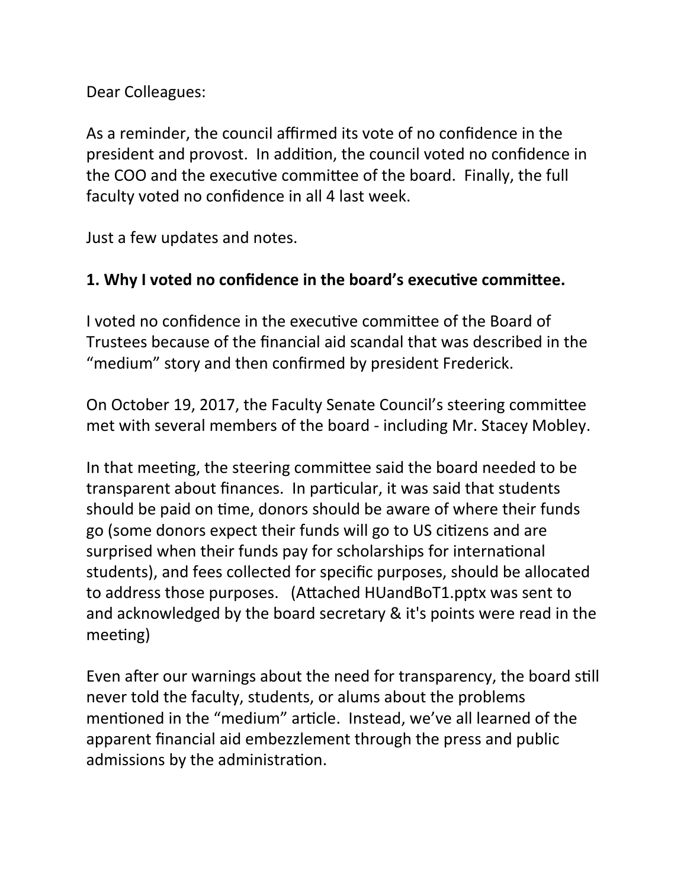Dear Colleagues:

As a reminder, the council affirmed its vote of no confidence in the president and provost. In addition, the council voted no confidence in the COO and the executive committee of the board. Finally, the full faculty voted no confidence in all 4 last week.

Just a few updates and notes.

**1. Why I voted no confidence in the board's executive committee.**

I voted no confidence in the executive committee of the Board of Trustees because of the financial aid scandal that was described in the "medium" story and then confirmed by president Frederick.

On October 19, 2017, the Faculty Senate Council's steering committee met with several members of the board - including Mr. Stacey Mobley.

In that meeting, the steering committee said the board needed to be transparent about finances. In particular, it was said that students should be paid on time, donors should be aware of where their funds go (some donors expect their funds will go to US citizens and are surprised when their funds pay for scholarships for international students), and fees collected for specific purposes, should be allocated to address those purposes. (Attached HUandBoT1.pptx was sent to and acknowledged by the board secretary & it's points were read in the meeting)

Even after our warnings about the need for transparency, the board still never told the faculty, students, or alums about the problems mentioned in the "medium" article. Instead, we've all learned of the apparent financial aid embezzlement through the press and public admissions by the administration.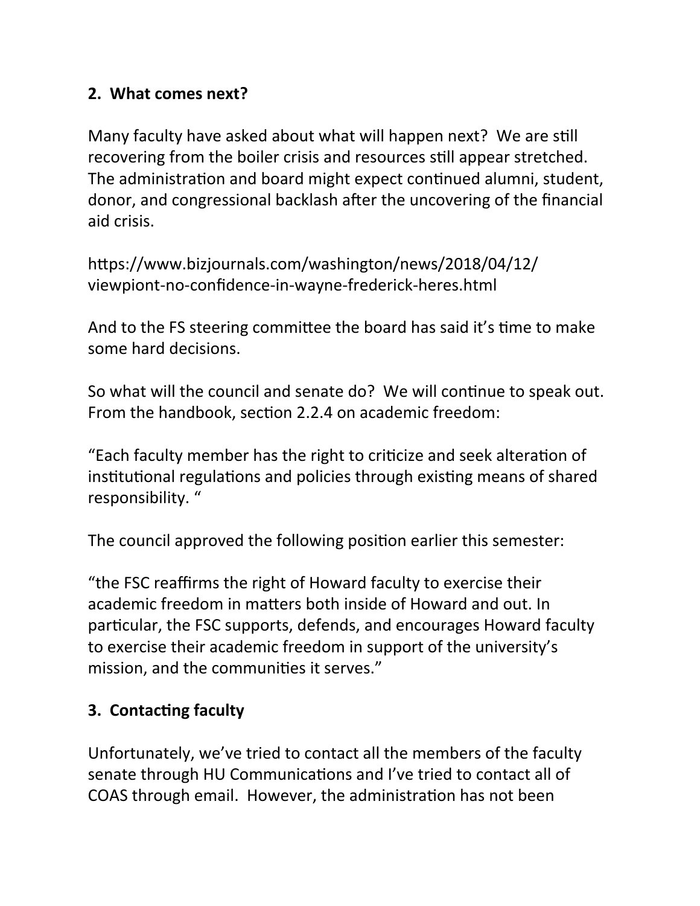## 2. What comes next?

Many faculty have asked about what will happen next? We are still recovering from the boiler crisis and resources still appear stretched. The administration and board might expect continued alumni, student, donor, and congressional backlash after the uncovering of the financial aid crisis.

https://www.bizjournals.com/washington/news/2018/04/12/viewpiont-no-confidence-in-wayne-frederick-heres.html

And to the FS steering committee the board has said it's time to make some hard decisions.

So what will the council and senate do? We will continue to speak out. From the handbook, section 2.2.4 on academic freedom:

"Each faculty member has the right to criticize and seek alteration of institutional regulations and policies through existing means of shared responsibility. "

The council approved the following position earlier this semester:

"the FSC reaffirms the right of Howard faculty to exercise their academic freedom in matters both inside of Howard and out. In particular, the FSC supports, defends, and encourages Howard faculty to exercise their academic freedom in support of the university's mission, and the communities it serves."

## 3. Contacting faculty

Unfortunately, we've tried to contact all the members of the faculty senate through HU Communications and I've tried to contact all of COAS through email. However, the administration has not been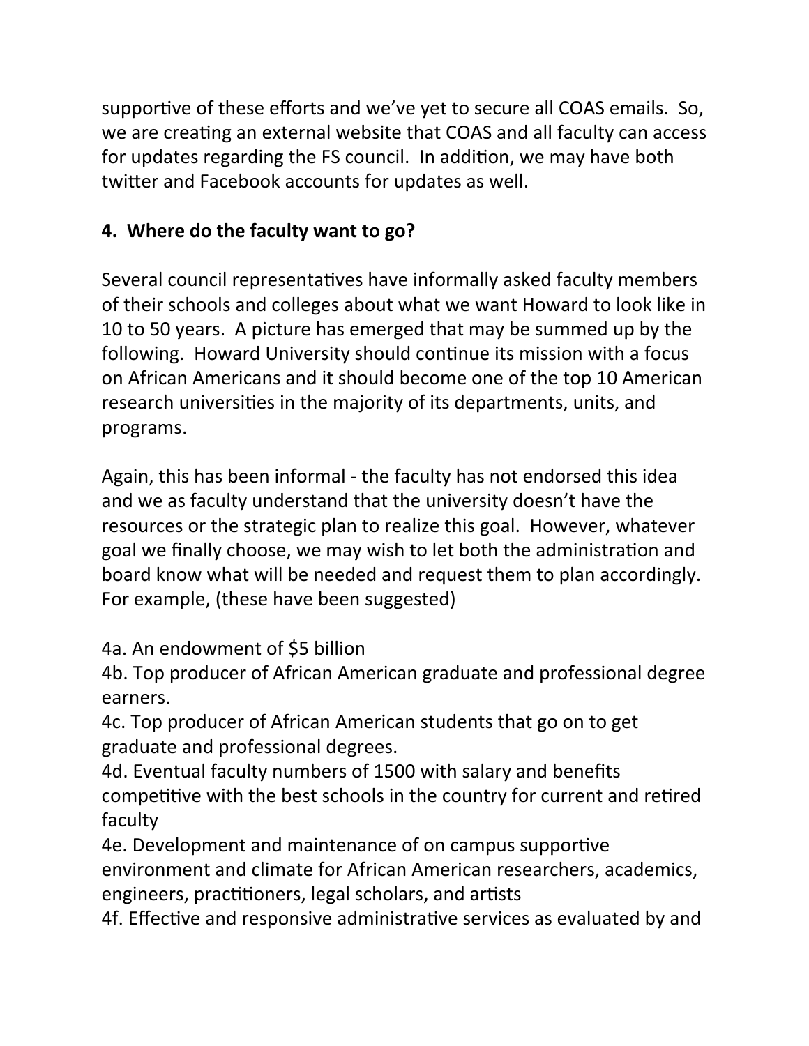supportive of these efforts and we've yet to secure all COAS emails. So, we are creating an external website that COAS and all faculty can access for updates regarding the FS council. In addition, we may have both twitter and Facebook accounts for updates as well.

**4. Where do the faculty want to go?**

Several council representatives have informally asked faculty members of their schools and colleges about what we want Howard to look like in 10 to 50 years. A picture has emerged that may be summed up by the following. Howard University should continue its mission with a focus on African Americans and it should become one of the top 10 American research universities in the majority of its departments, units, and programs.

Again, this has been informal - the faculty has not endorsed this idea and we as faculty understand that the university doesn't have the resources or the strategic plan to realize this goal. However, whatever goal we finally choose, we may wish to let both the administration and board know what will be needed and request them to plan accordingly. For example, (these have been suggested)

4a. An endowment of $5 billion
4b. Top producer of African American graduate and professional degree earners.
4c. Top producer of African American students that go on to get graduate and professional degrees.
4d. Eventual faculty numbers of 1500 with salary and benefits competitive with the best schools in the country for current and retired faculty
4e. Development and maintenance of on campus supportive environment and climate for African American researchers, academics, engineers, practitioners, legal scholars, and artists
4f. Effective and responsive administrative services as evaluated by and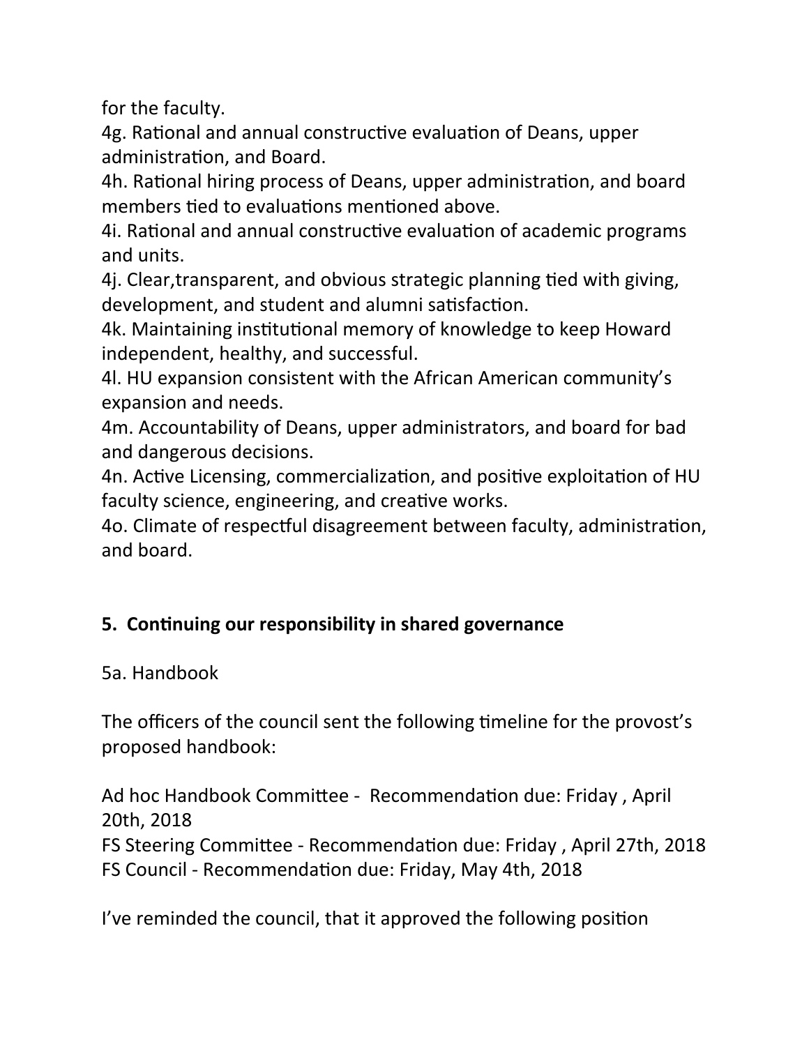for the faculty.

4g. Rational and annual constructive evaluation of Deans, upper administration, and Board.

4h. Rational hiring process of Deans, upper administration, and board members tied to evaluations mentioned above.

4i. Rational and annual constructive evaluation of academic programs and units.

4j. Clear,transparent, and obvious strategic planning tied with giving, development, and student and alumni satisfaction.

4k. Maintaining institutional memory of knowledge to keep Howard independent, healthy, and successful.

4l. HU expansion consistent with the African American community's expansion and needs.

4m. Accountability of Deans, upper administrators, and board for bad and dangerous decisions.

4n. Active Licensing, commercialization, and positive exploitation of HU faculty science, engineering, and creative works.

4o. Climate of respectful disagreement between faculty, administration, and board.

## 5. Continuing our responsibility in shared governance

5a. Handbook

The officers of the council sent the following timeline for the provost's proposed handbook:

Ad hoc Handbook Committee - Recommendation due: Friday , April 20th, 2018
FS Steering Committee - Recommendation due: Friday , April 27th, 2018
FS Council - Recommendation due: Friday, May 4th, 2018

I've reminded the council, that it approved the following position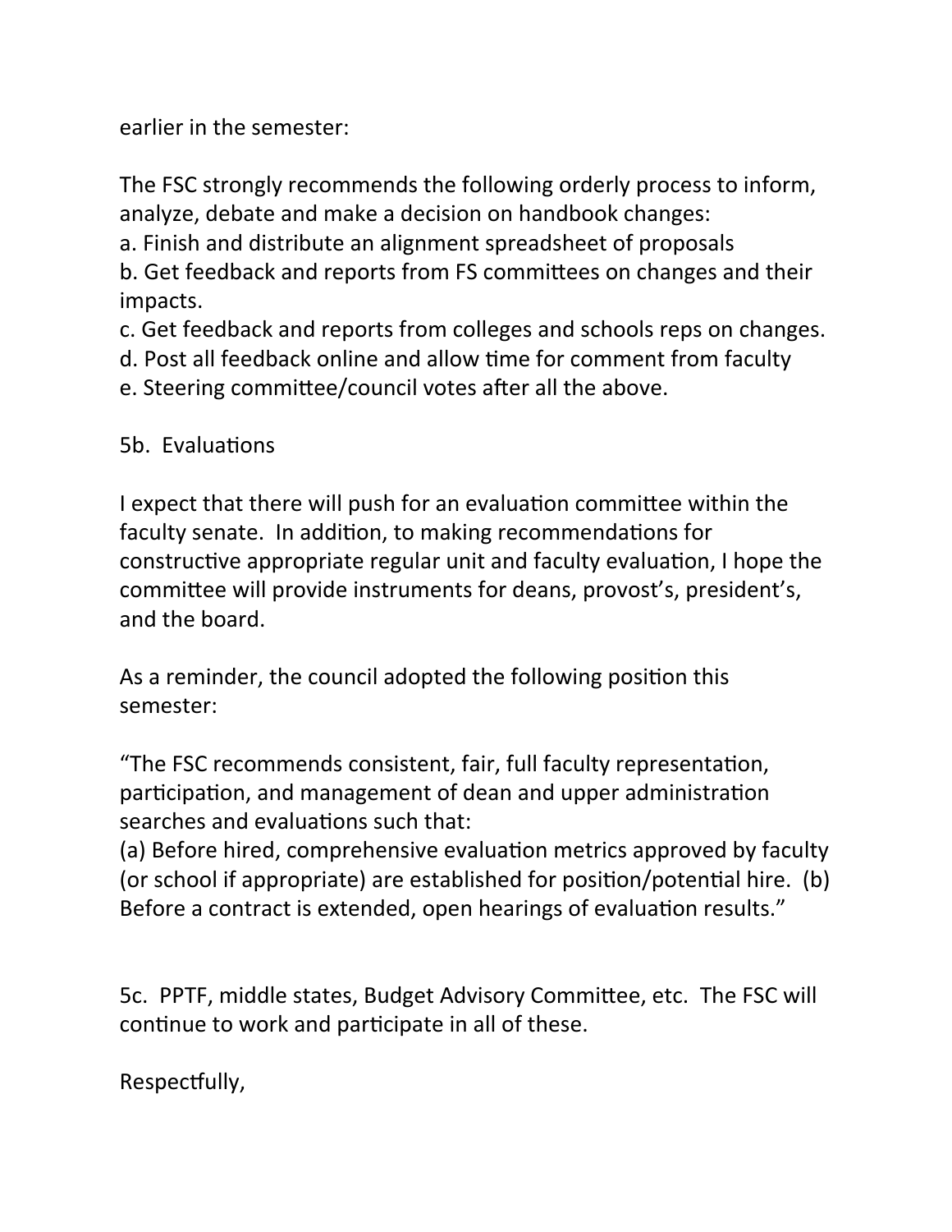earlier in the semester:

The FSC strongly recommends the following orderly process to inform, analyze, debate and make a decision on handbook changes:
a. Finish and distribute an alignment spreadsheet of proposals
b. Get feedback and reports from FS committees on changes and their impacts.
c. Get feedback and reports from colleges and schools reps on changes.
d. Post all feedback online and allow time for comment from faculty
e. Steering committee/council votes after all the above.

5b. Evaluations

I expect that there will push for an evaluation committee within the faculty senate. In addition, to making recommendations for constructive appropriate regular unit and faculty evaluation, I hope the committee will provide instruments for deans, provost's, president's, and the board.

As a reminder, the council adopted the following position this semester:

"The FSC recommends consistent, fair, full faculty representation, participation, and management of dean and upper administration searches and evaluations such that:
(a) Before hired, comprehensive evaluation metrics approved by faculty (or school if appropriate) are established for position/potential hire. (b) Before a contract is extended, open hearings of evaluation results."

5c. PPTF, middle states, Budget Advisory Committee, etc. The FSC will continue to work and participate in all of these.

Respectfully,